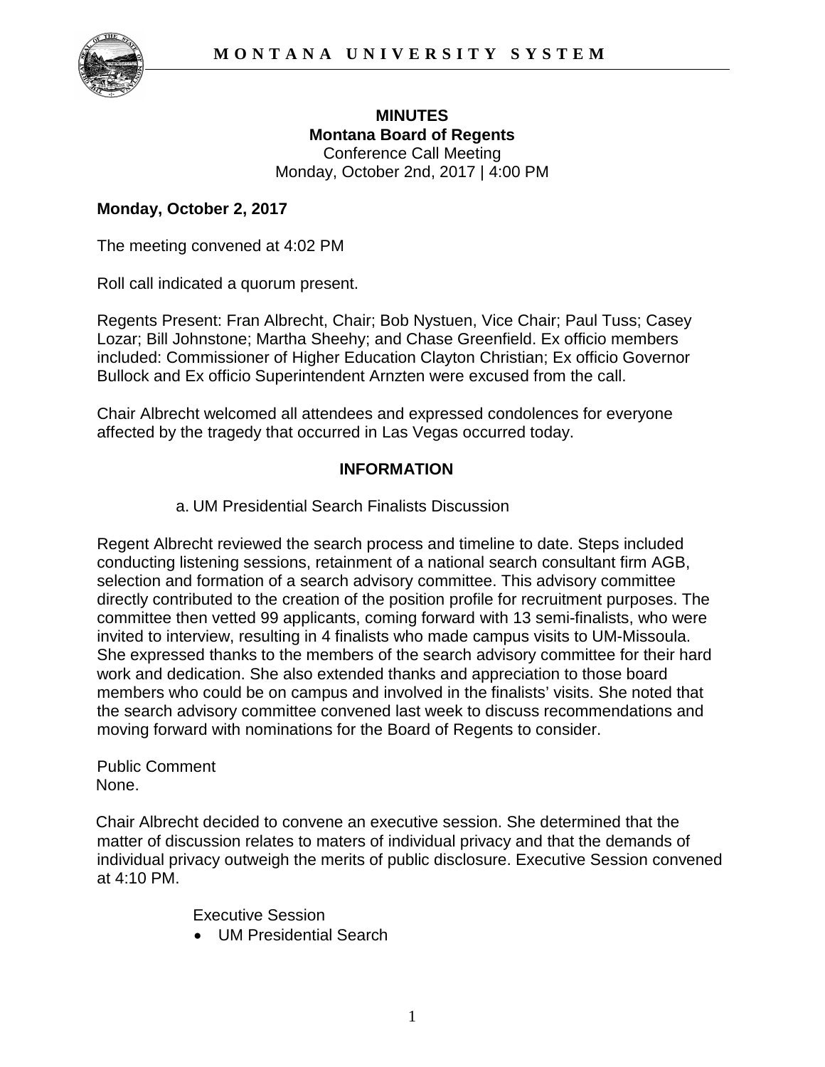**MONTANA UNIVERSITY SYSTEM**

# MINUTES

## Montana Board of Regents

Conference Call Meeting

Monday, October 2nd, 2017 | 4:00 PM

**Monday, October 2, 2017**

The meeting convened at 4:02 PM

Roll call indicated a quorum present.

Regents Present: Fran Albrecht, Chair; Bob Nystuen, Vice Chair; Paul Tuss; Casey Lozar; Bill Johnstone; Martha Sheehy; and Chase Greenfield. Ex officio members included: Commissioner of Higher Education Clayton Christian; Ex officio Governor Bullock and Ex officio Superintendent Arnzten were excused from the call.

Chair Albrecht welcomed all attendees and expressed condolences for everyone affected by the tragedy that occurred in Las Vegas occurred today.

## INFORMATION

a. UM Presidential Search Finalists Discussion

Regent Albrecht reviewed the search process and timeline to date. Steps included conducting listening sessions, retainment of a national search consultant firm AGB, selection and formation of a search advisory committee. This advisory committee directly contributed to the creation of the position profile for recruitment purposes. The committee then vetted 99 applicants, coming forward with 13 semi-finalists, who were invited to interview, resulting in 4 finalists who made campus visits to UM-Missoula. She expressed thanks to the members of the search advisory committee for their hard work and dedication. She also extended thanks and appreciation to those board members who could be on campus and involved in the finalists' visits. She noted that the search advisory committee convened last week to discuss recommendations and moving forward with nominations for the Board of Regents to consider.

Public Comment
None.

Chair Albrecht decided to convene an executive session. She determined that the matter of discussion relates to maters of individual privacy and that the demands of individual privacy outweigh the merits of public disclosure. Executive Session convened at 4:10 PM.

Executive Session

- UM Presidential Search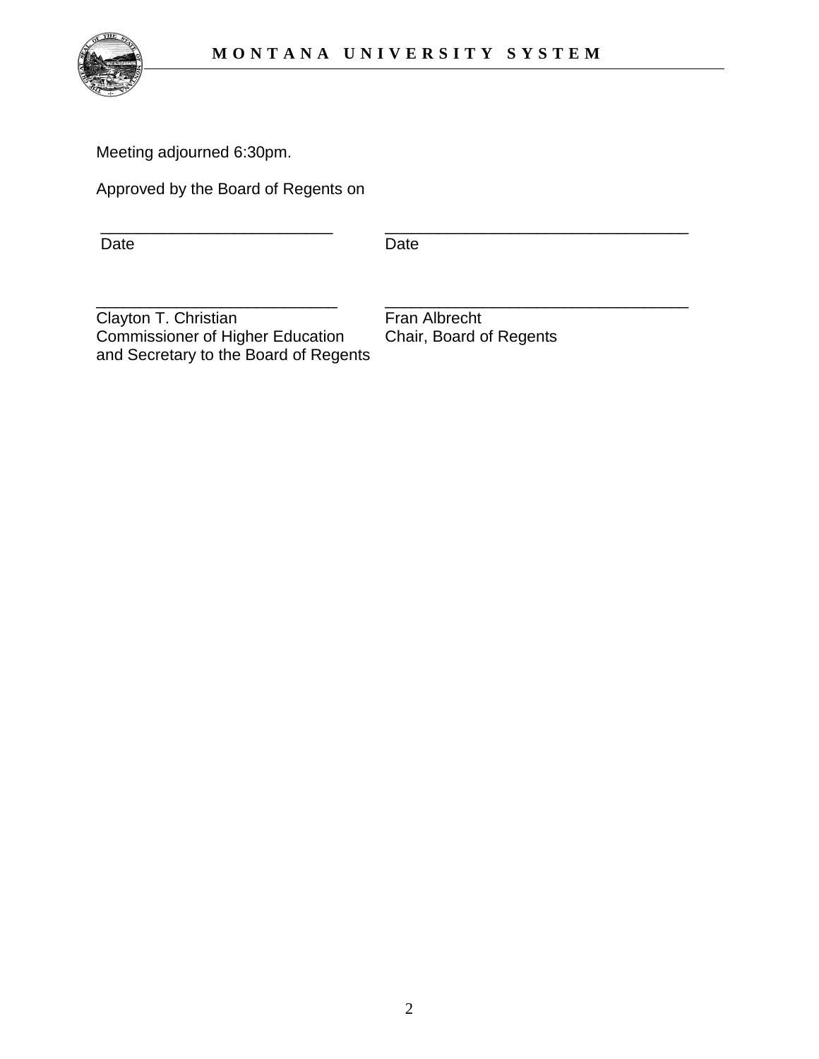Meeting adjourned 6:30pm.

Approved by the Board of Regents on

| | |
|---|---|
| ___________________________ | ____________________________________ |
| Date | Date |
| ___________________________ | ____________________________________ |
| Clayton T. Christian<br>Commissioner of Higher Education<br>and Secretary to the Board of Regents | Fran Albrecht<br>Chair, Board of Regents |